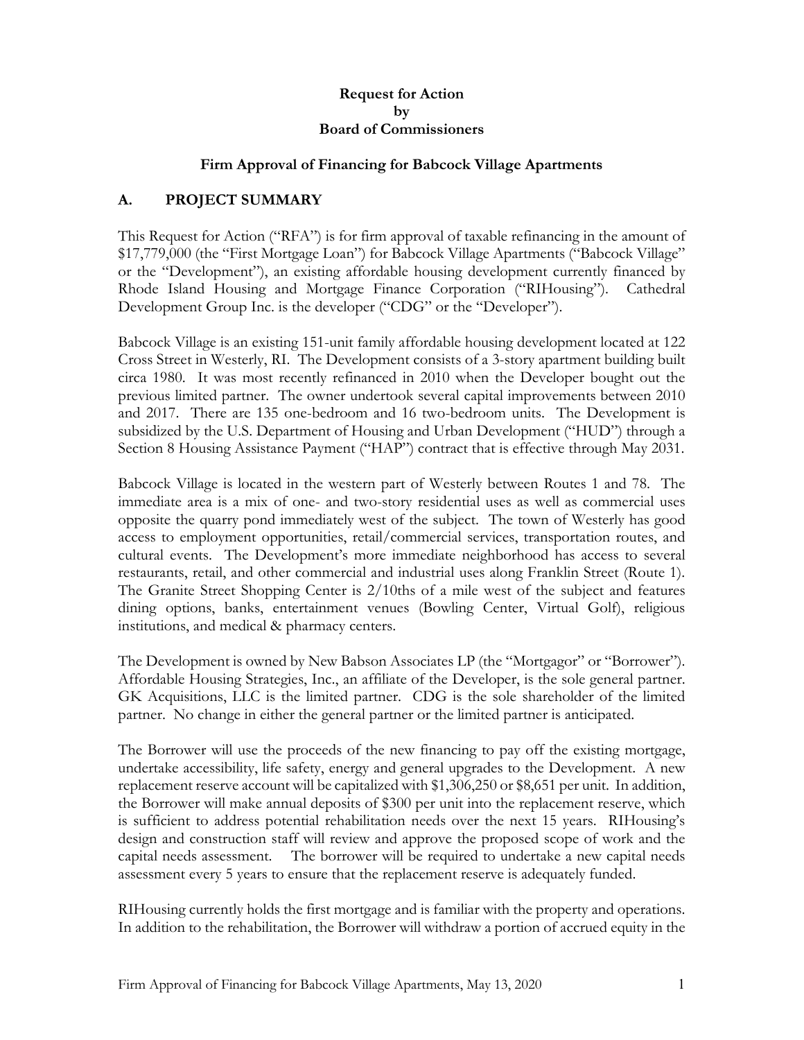**Request for Action**
**by**
**Board of Commissioners**

## Firm Approval of Financing for Babcock Village Apartments

## A. PROJECT SUMMARY

This Request for Action ("RFA") is for firm approval of taxable refinancing in the amount of $17,779,000 (the "First Mortgage Loan") for Babcock Village Apartments ("Babcock Village" or the "Development"), an existing affordable housing development currently financed by Rhode Island Housing and Mortgage Finance Corporation ("RIHousing"). Cathedral Development Group Inc. is the developer ("CDG" or the "Developer").

Babcock Village is an existing 151-unit family affordable housing development located at 122 Cross Street in Westerly, RI. The Development consists of a 3-story apartment building built circa 1980. It was most recently refinanced in 2010 when the Developer bought out the previous limited partner. The owner undertook several capital improvements between 2010 and 2017. There are 135 one-bedroom and 16 two-bedroom units. The Development is subsidized by the U.S. Department of Housing and Urban Development ("HUD") through a Section 8 Housing Assistance Payment ("HAP") contract that is effective through May 2031.

Babcock Village is located in the western part of Westerly between Routes 1 and 78. The immediate area is a mix of one- and two-story residential uses as well as commercial uses opposite the quarry pond immediately west of the subject. The town of Westerly has good access to employment opportunities, retail/commercial services, transportation routes, and cultural events. The Development's more immediate neighborhood has access to several restaurants, retail, and other commercial and industrial uses along Franklin Street (Route 1). The Granite Street Shopping Center is 2/10ths of a mile west of the subject and features dining options, banks, entertainment venues (Bowling Center, Virtual Golf), religious institutions, and medical & pharmacy centers.

The Development is owned by New Babson Associates LP (the "Mortgagor" or "Borrower"). Affordable Housing Strategies, Inc., an affiliate of the Developer, is the sole general partner. GK Acquisitions, LLC is the limited partner. CDG is the sole shareholder of the limited partner. No change in either the general partner or the limited partner is anticipated.

The Borrower will use the proceeds of the new financing to pay off the existing mortgage, undertake accessibility, life safety, energy and general upgrades to the Development. A new replacement reserve account will be capitalized with $1,306,250 or $8,651 per unit. In addition, the Borrower will make annual deposits of $300 per unit into the replacement reserve, which is sufficient to address potential rehabilitation needs over the next 15 years. RIHousing's design and construction staff will review and approve the proposed scope of work and the capital needs assessment. The borrower will be required to undertake a new capital needs assessment every 5 years to ensure that the replacement reserve is adequately funded.

RIHousing currently holds the first mortgage and is familiar with the property and operations. In addition to the rehabilitation, the Borrower will withdraw a portion of accrued equity in the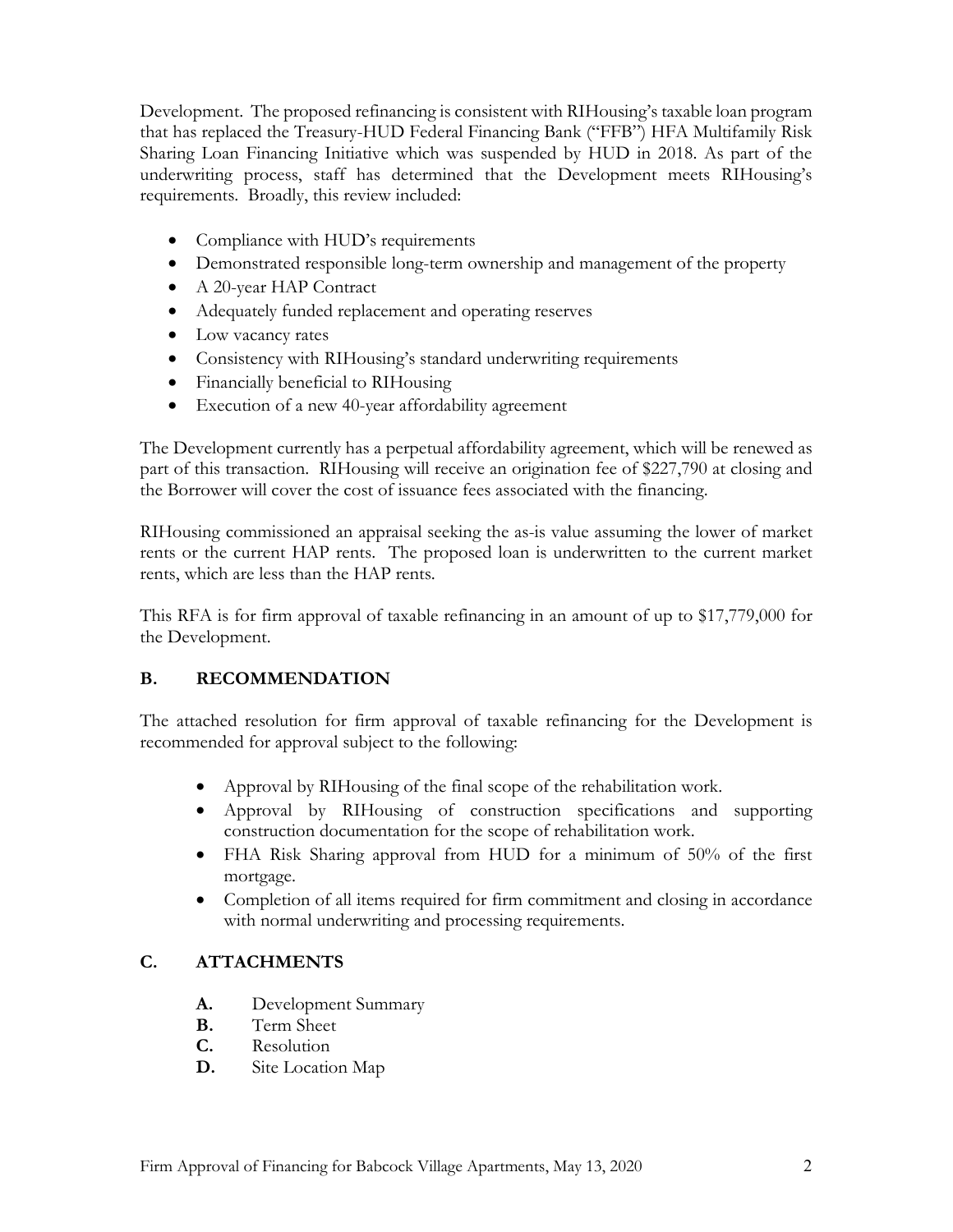Development. The proposed refinancing is consistent with RIHousing's taxable loan program that has replaced the Treasury-HUD Federal Financing Bank ("FFB") HFA Multifamily Risk Sharing Loan Financing Initiative which was suspended by HUD in 2018. As part of the underwriting process, staff has determined that the Development meets RIHousing's requirements. Broadly, this review included:

- Compliance with HUD's requirements
- Demonstrated responsible long-term ownership and management of the property
- A 20-year HAP Contract
- Adequately funded replacement and operating reserves
- Low vacancy rates
- Consistency with RIHousing's standard underwriting requirements
- Financially beneficial to RIHousing
- Execution of a new 40-year affordability agreement

The Development currently has a perpetual affordability agreement, which will be renewed as part of this transaction. RIHousing will receive an origination fee of $227,790 at closing and the Borrower will cover the cost of issuance fees associated with the financing.

RIHousing commissioned an appraisal seeking the as-is value assuming the lower of market rents or the current HAP rents. The proposed loan is underwritten to the current market rents, which are less than the HAP rents.

This RFA is for firm approval of taxable refinancing in an amount of up to $17,779,000 for the Development.

## B. RECOMMENDATION

The attached resolution for firm approval of taxable refinancing for the Development is recommended for approval subject to the following:

- Approval by RIHousing of the final scope of the rehabilitation work.
- Approval by RIHousing of construction specifications and supporting construction documentation for the scope of rehabilitation work.
- FHA Risk Sharing approval from HUD for a minimum of 50% of the first mortgage.
- Completion of all items required for firm commitment and closing in accordance with normal underwriting and processing requirements.

## C. ATTACHMENTS

- **A.** Development Summary
- **B.** Term Sheet
- **C.** Resolution
- **D.** Site Location Map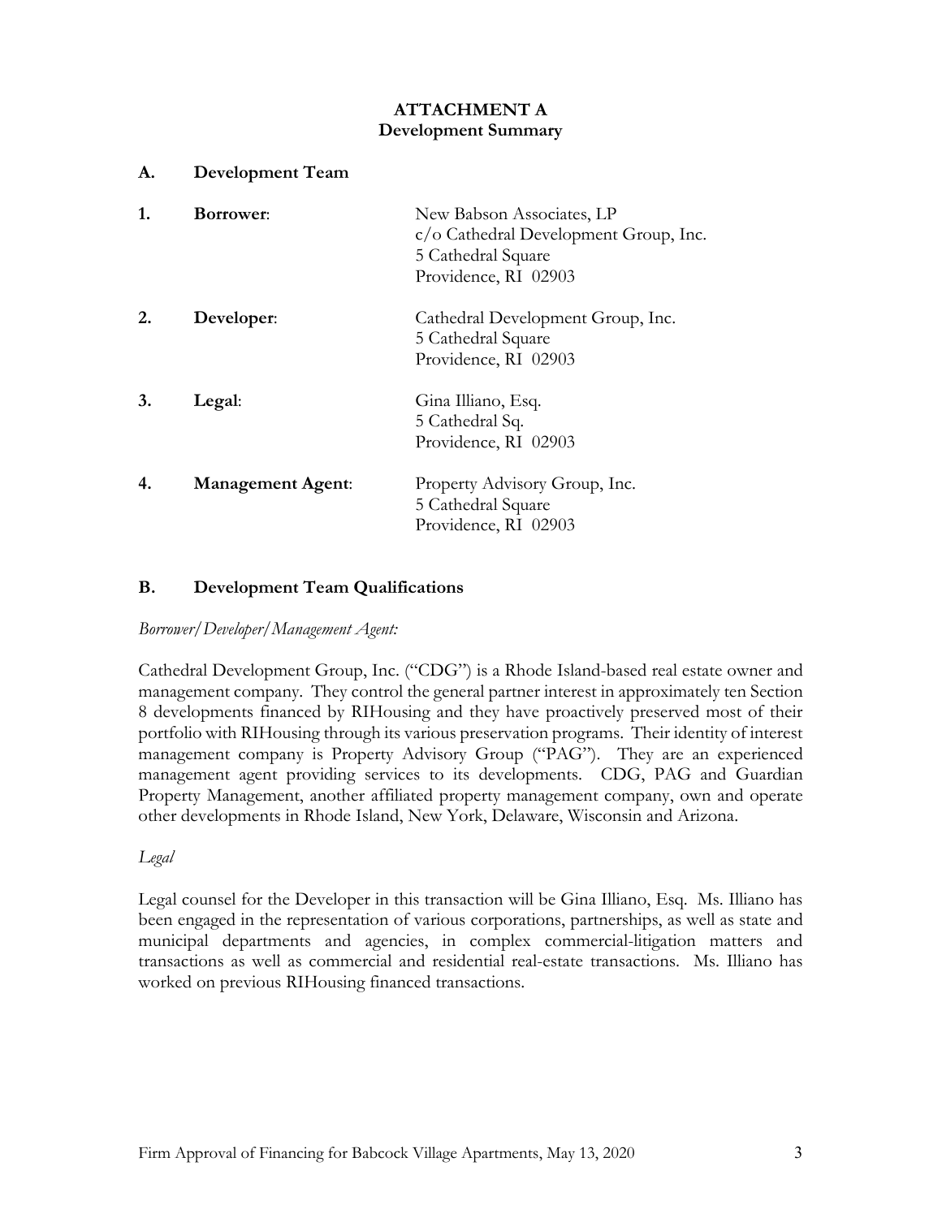# ATTACHMENT A
## Development Summary

## A. Development Team

| | | |
|---|---|---|
| 1. | **Borrower**: | New Babson Associates, LP<br>c/o Cathedral Development Group, Inc.<br>5 Cathedral Square<br>Providence, RI 02903 |
| 2. | **Developer**: | Cathedral Development Group, Inc.<br>5 Cathedral Square<br>Providence, RI 02903 |
| 3. | **Legal**: | Gina Illiano, Esq.<br>5 Cathedral Sq.<br>Providence, RI 02903 |
| 4. | **Management Agent**: | Property Advisory Group, Inc.<br>5 Cathedral Square<br>Providence, RI 02903 |

## B. Development Team Qualifications

*Borrower/Developer/Management Agent:*

Cathedral Development Group, Inc. ("CDG") is a Rhode Island-based real estate owner and management company. They control the general partner interest in approximately ten Section 8 developments financed by RIHousing and they have proactively preserved most of their portfolio with RIHousing through its various preservation programs. Their identity of interest management company is Property Advisory Group ("PAG"). They are an experienced management agent providing services to its developments. CDG, PAG and Guardian Property Management, another affiliated property management company, own and operate other developments in Rhode Island, New York, Delaware, Wisconsin and Arizona.

*Legal*

Legal counsel for the Developer in this transaction will be Gina Illiano, Esq. Ms. Illiano has been engaged in the representation of various corporations, partnerships, as well as state and municipal departments and agencies, in complex commercial-litigation matters and transactions as well as commercial and residential real-estate transactions. Ms. Illiano has worked on previous RIHousing financed transactions.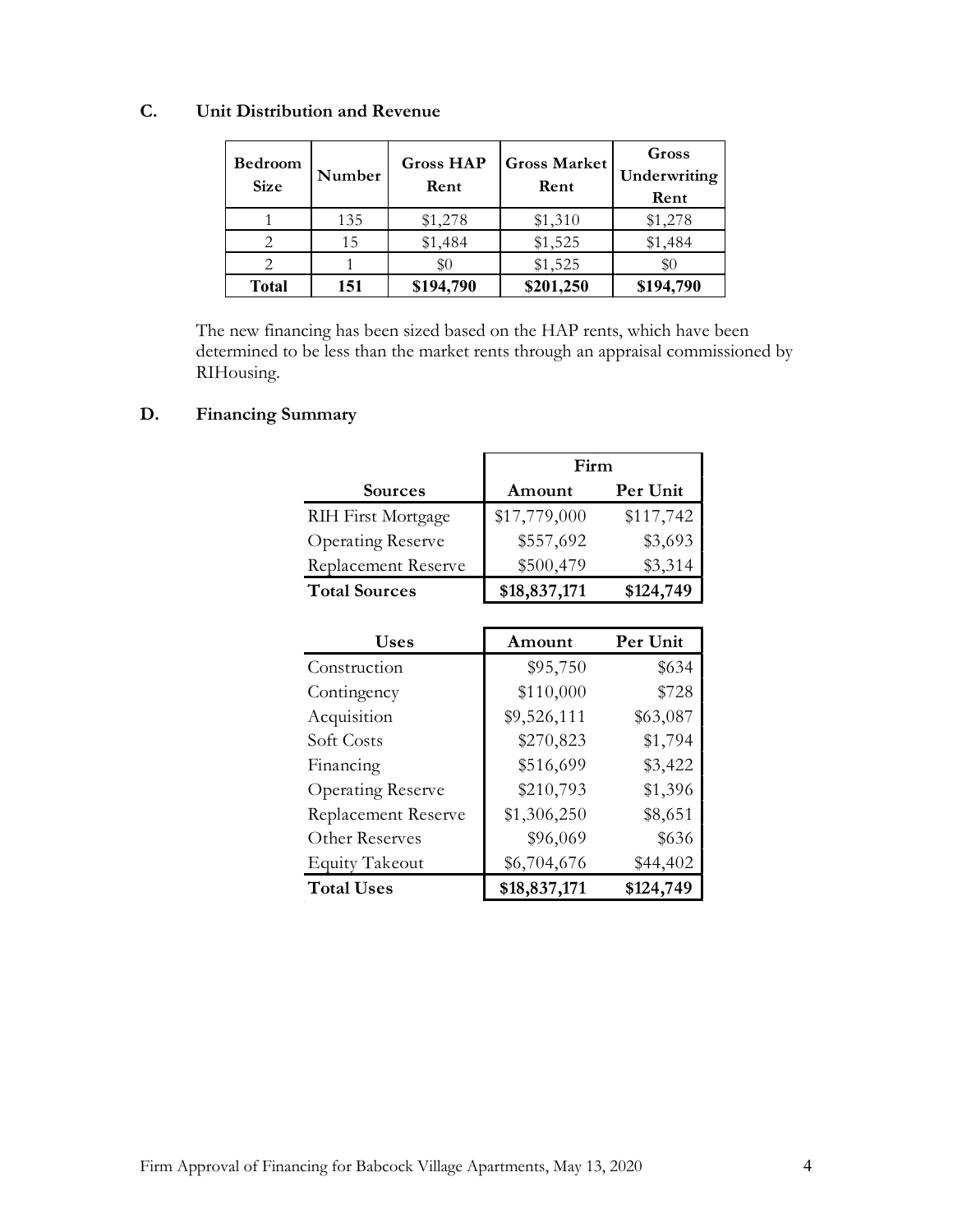## C. Unit Distribution and Revenue

| Bedroom Size | Number | Gross HAP Rent | Gross Market Rent | Gross Underwriting Rent |
|---|---|---|---|---|
| 1 | 135 | $1,278 | $1,310 | $1,278 |
| 2 | 15 | $1,484 | $1,525 | $1,484 |
| 2 | 1 | $0 | $1,525 | $0 |
| **Total** | **151** | **$194,790** | **$201,250** | **$194,790** |

The new financing has been sized based on the HAP rents, which have been determined to be less than the market rents through an appraisal commissioned by RIHousing.

## D. Financing Summary

| | Firm | |
|---|---|---|
| **Sources** | **Amount** | **Per Unit** |
| RIH First Mortgage | $17,779,000 | $117,742 |
| Operating Reserve | $557,692 | $3,693 |
| Replacement Reserve | $500,479 | $3,314 |
| **Total Sources** | **$18,837,171** | **$124,749** |

| Uses | Amount | Per Unit |
|---|---|---|
| Construction | $95,750 | $634 |
| Contingency | $110,000 | $728 |
| Acquisition | $9,526,111 | $63,087 |
| Soft Costs | $270,823 | $1,794 |
| Financing | $516,699 | $3,422 |
| Operating Reserve | $210,793 | $1,396 |
| Replacement Reserve | $1,306,250 | $8,651 |
| Other Reserves | $96,069 | $636 |
| Equity Takeout | $6,704,676 | $44,402 |
| **Total Uses** | **$18,837,171** | **$124,749** |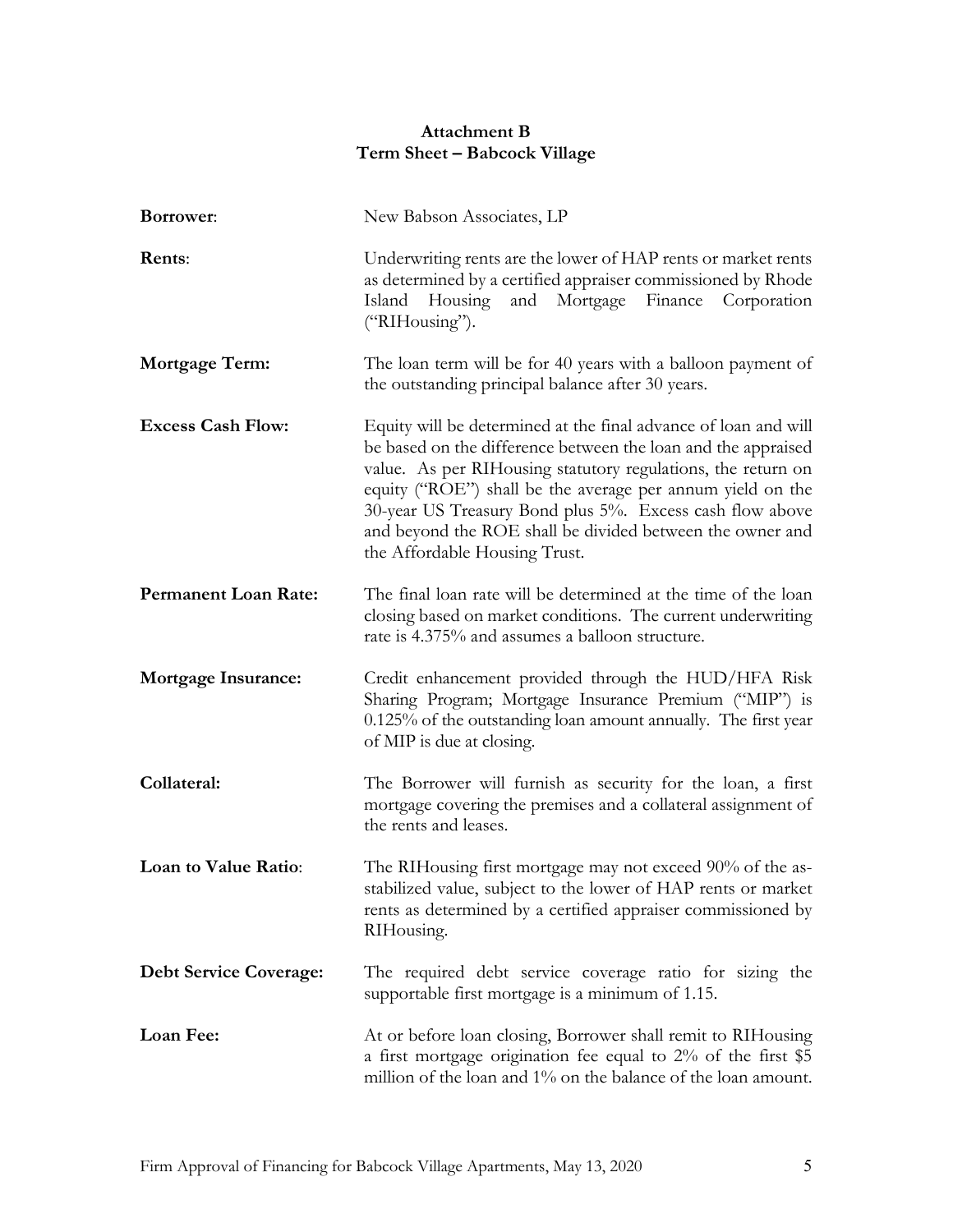# Attachment B
## Term Sheet – Babcock Village

**Borrower**: New Babson Associates, LP

**Rents**: Underwriting rents are the lower of HAP rents or market rents as determined by a certified appraiser commissioned by Rhode Island Housing and Mortgage Finance Corporation ("RIHousing").

**Mortgage Term:** The loan term will be for 40 years with a balloon payment of the outstanding principal balance after 30 years.

**Excess Cash Flow:** Equity will be determined at the final advance of loan and will be based on the difference between the loan and the appraised value. As per RIHousing statutory regulations, the return on equity ("ROE") shall be the average per annum yield on the 30-year US Treasury Bond plus 5%. Excess cash flow above and beyond the ROE shall be divided between the owner and the Affordable Housing Trust.

**Permanent Loan Rate:** The final loan rate will be determined at the time of the loan closing based on market conditions. The current underwriting rate is 4.375% and assumes a balloon structure.

**Mortgage Insurance:** Credit enhancement provided through the HUD/HFA Risk Sharing Program; Mortgage Insurance Premium ("MIP") is 0.125% of the outstanding loan amount annually. The first year of MIP is due at closing.

**Collateral:** The Borrower will furnish as security for the loan, a first mortgage covering the premises and a collateral assignment of the rents and leases.

**Loan to Value Ratio**: The RIHousing first mortgage may not exceed 90% of the as-stabilized value, subject to the lower of HAP rents or market rents as determined by a certified appraiser commissioned by RIHousing.

**Debt Service Coverage:** The required debt service coverage ratio for sizing the supportable first mortgage is a minimum of 1.15.

**Loan Fee:** At or before loan closing, Borrower shall remit to RIHousing a first mortgage origination fee equal to 2% of the first $5 million of the loan and 1% on the balance of the loan amount.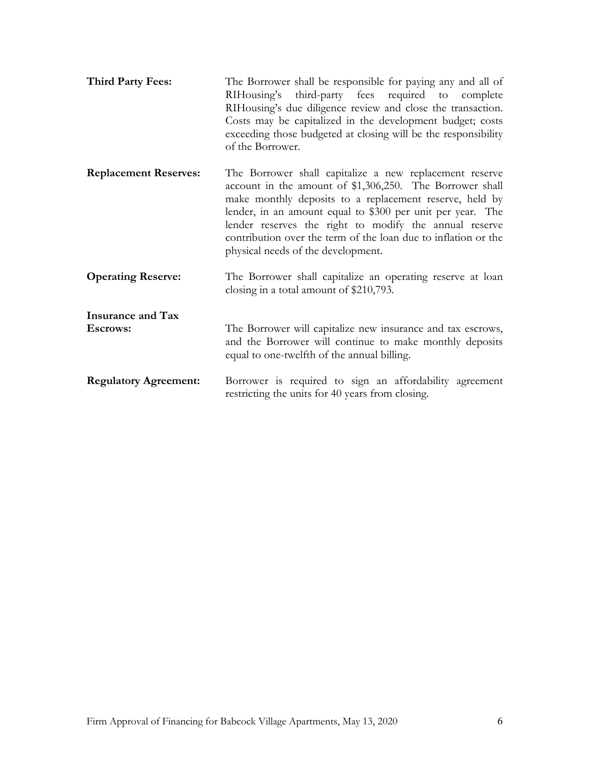**Third Party Fees:** The Borrower shall be responsible for paying any and all of RIHousing's third-party fees required to complete RIHousing's due diligence review and close the transaction. Costs may be capitalized in the development budget; costs exceeding those budgeted at closing will be the responsibility of the Borrower.

**Replacement Reserves:** The Borrower shall capitalize a new replacement reserve account in the amount of $1,306,250. The Borrower shall make monthly deposits to a replacement reserve, held by lender, in an amount equal to $300 per unit per year. The lender reserves the right to modify the annual reserve contribution over the term of the loan due to inflation or the physical needs of the development.

**Operating Reserve:** The Borrower shall capitalize an operating reserve at loan closing in a total amount of $210,793.

**Insurance and Tax Escrows:** The Borrower will capitalize new insurance and tax escrows, and the Borrower will continue to make monthly deposits equal to one-twelfth of the annual billing.

**Regulatory Agreement:** Borrower is required to sign an affordability agreement restricting the units for 40 years from closing.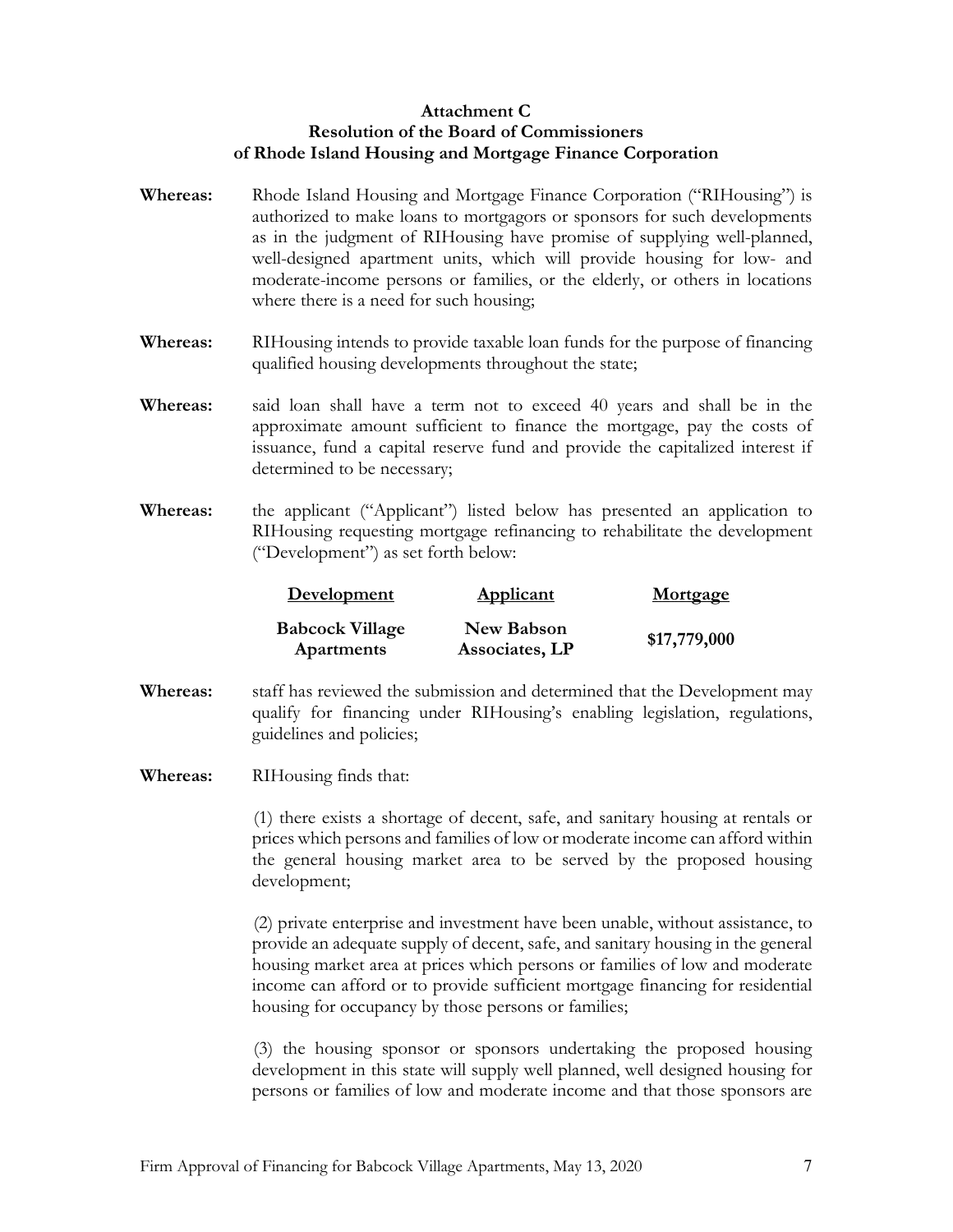**Attachment C**
**Resolution of the Board of Commissioners**
**of Rhode Island Housing and Mortgage Finance Corporation**

**Whereas:** Rhode Island Housing and Mortgage Finance Corporation ("RIHousing") is authorized to make loans to mortgagors or sponsors for such developments as in the judgment of RIHousing have promise of supplying well-planned, well-designed apartment units, which will provide housing for low- and moderate-income persons or families, or the elderly, or others in locations where there is a need for such housing;

**Whereas:** RIHousing intends to provide taxable loan funds for the purpose of financing qualified housing developments throughout the state;

**Whereas:** said loan shall have a term not to exceed 40 years and shall be in the approximate amount sufficient to finance the mortgage, pay the costs of issuance, fund a capital reserve fund and provide the capitalized interest if determined to be necessary;

**Whereas:** the applicant ("Applicant") listed below has presented an application to RIHousing requesting mortgage refinancing to rehabilitate the development ("Development") as set forth below:

| **Development** | **Applicant** | **Mortgage** |
|---|---|---|
| **Babcock Village Apartments** | **New Babson Associates, LP** | **$17,779,000** |

**Whereas:** staff has reviewed the submission and determined that the Development may qualify for financing under RIHousing's enabling legislation, regulations, guidelines and policies;

**Whereas:** RIHousing finds that:

(1) there exists a shortage of decent, safe, and sanitary housing at rentals or prices which persons and families of low or moderate income can afford within the general housing market area to be served by the proposed housing development;

(2) private enterprise and investment have been unable, without assistance, to provide an adequate supply of decent, safe, and sanitary housing in the general housing market area at prices which persons or families of low and moderate income can afford or to provide sufficient mortgage financing for residential housing for occupancy by those persons or families;

(3) the housing sponsor or sponsors undertaking the proposed housing development in this state will supply well planned, well designed housing for persons or families of low and moderate income and that those sponsors are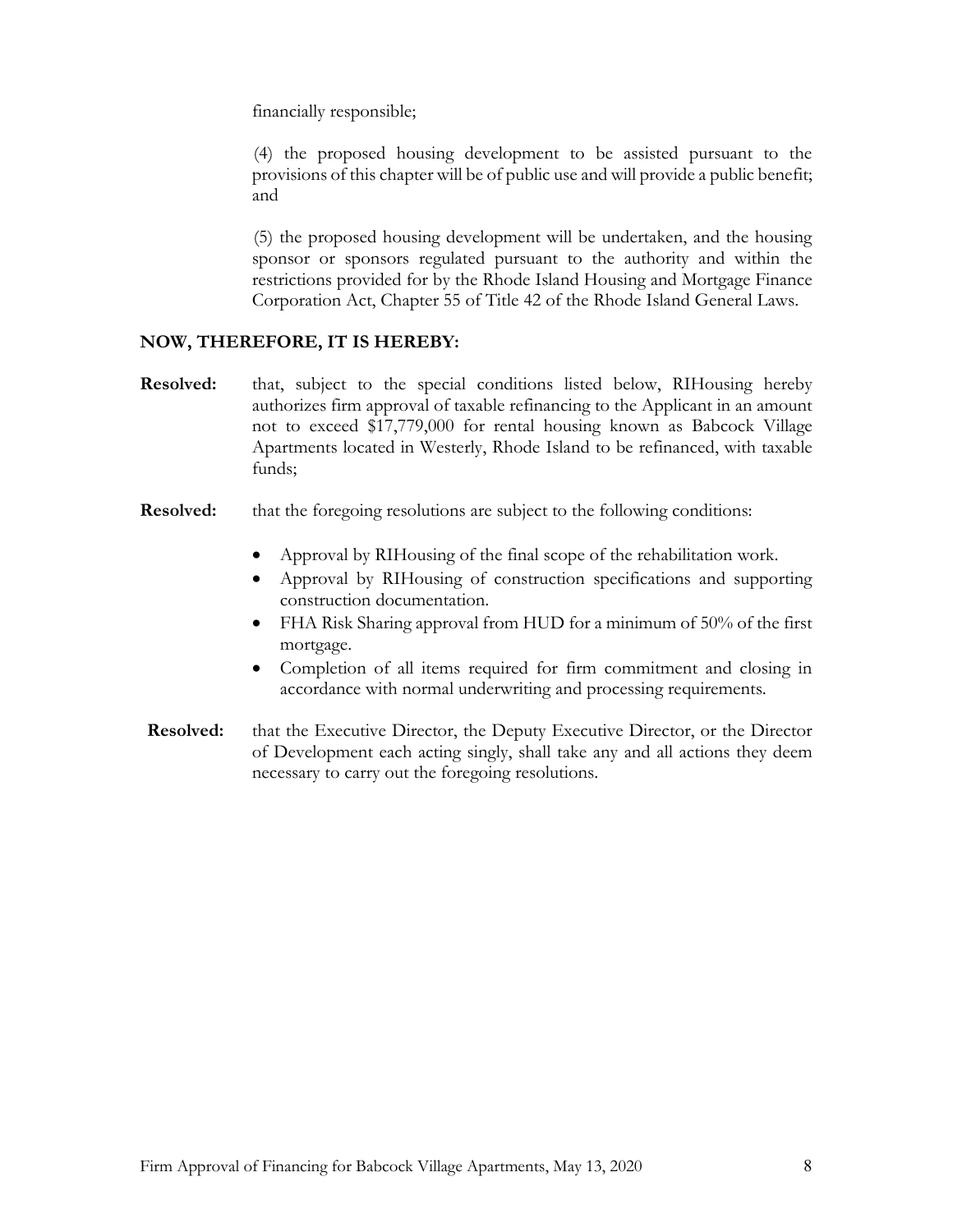financially responsible;

(4) the proposed housing development to be assisted pursuant to the provisions of this chapter will be of public use and will provide a public benefit; and

(5) the proposed housing development will be undertaken, and the housing sponsor or sponsors regulated pursuant to the authority and within the restrictions provided for by the Rhode Island Housing and Mortgage Finance Corporation Act, Chapter 55 of Title 42 of the Rhode Island General Laws.

**NOW, THEREFORE, IT IS HEREBY:**

**Resolved:** that, subject to the special conditions listed below, RIHousing hereby authorizes firm approval of taxable refinancing to the Applicant in an amount not to exceed $17,779,000 for rental housing known as Babcock Village Apartments located in Westerly, Rhode Island to be refinanced, with taxable funds;

**Resolved:** that the foregoing resolutions are subject to the following conditions:

- Approval by RIHousing of the final scope of the rehabilitation work.
- Approval by RIHousing of construction specifications and supporting construction documentation.
- FHA Risk Sharing approval from HUD for a minimum of 50% of the first mortgage.
- Completion of all items required for firm commitment and closing in accordance with normal underwriting and processing requirements.

**Resolved:** that the Executive Director, the Deputy Executive Director, or the Director of Development each acting singly, shall take any and all actions they deem necessary to carry out the foregoing resolutions.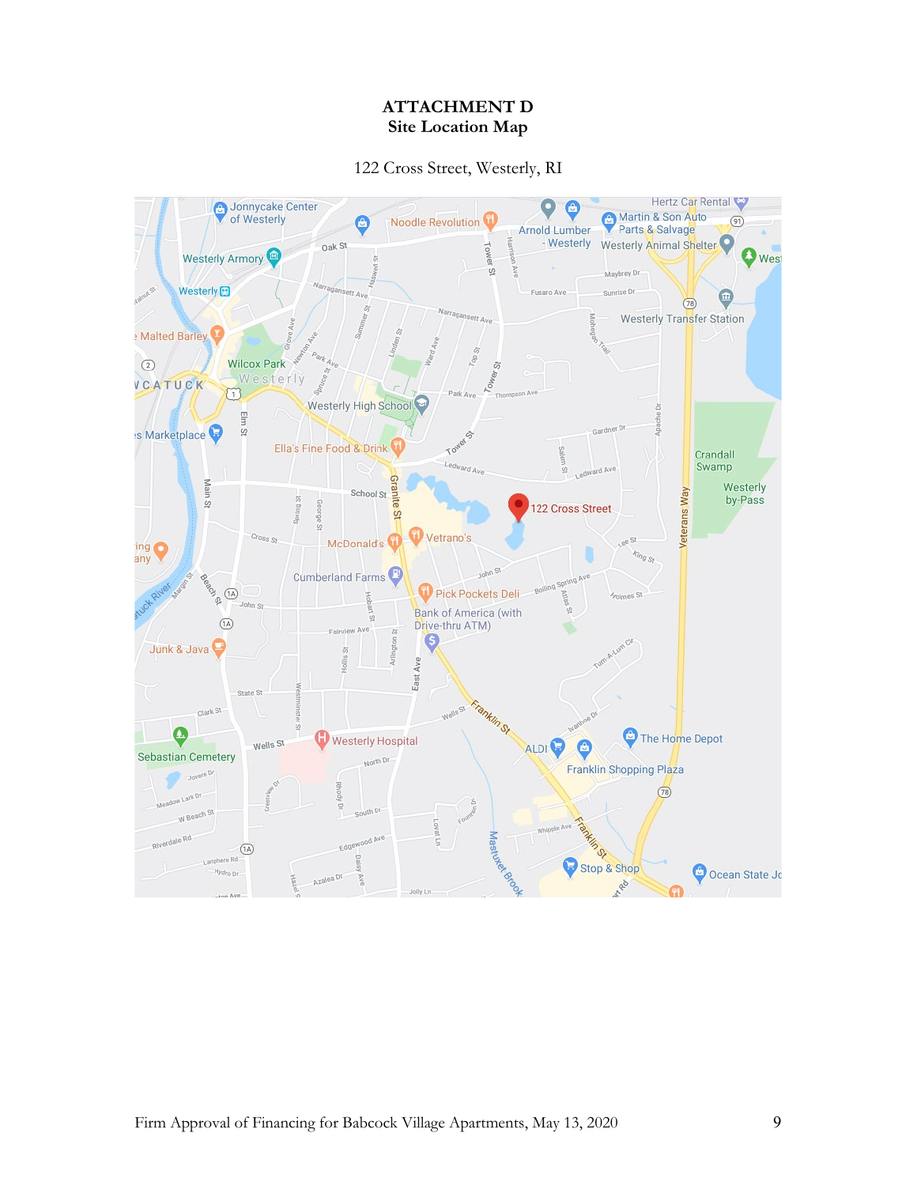# ATTACHMENT D
## Site Location Map

122 Cross Street, Westerly, RI